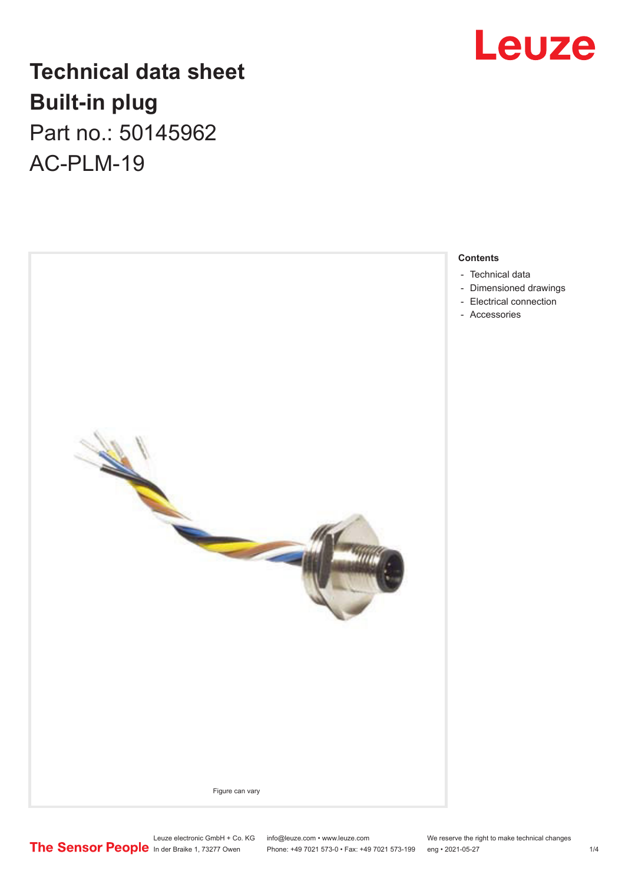# Technical data sheet
# Built-in plug

Part no.: 50145962

AC-PLM-19

Figure can vary

**Contents**

- Technical data
- Dimensioned drawings
- Electrical connection
- Accessories

Leuze electronic GmbH + Co. KG
In der Braike 1, 73277 Owen

info@leuze.com • www.leuze.com
Phone: +49 7021 573-0 • Fax: +49 7021 573-199

We reserve the right to make technical changes
eng • 2021-05-27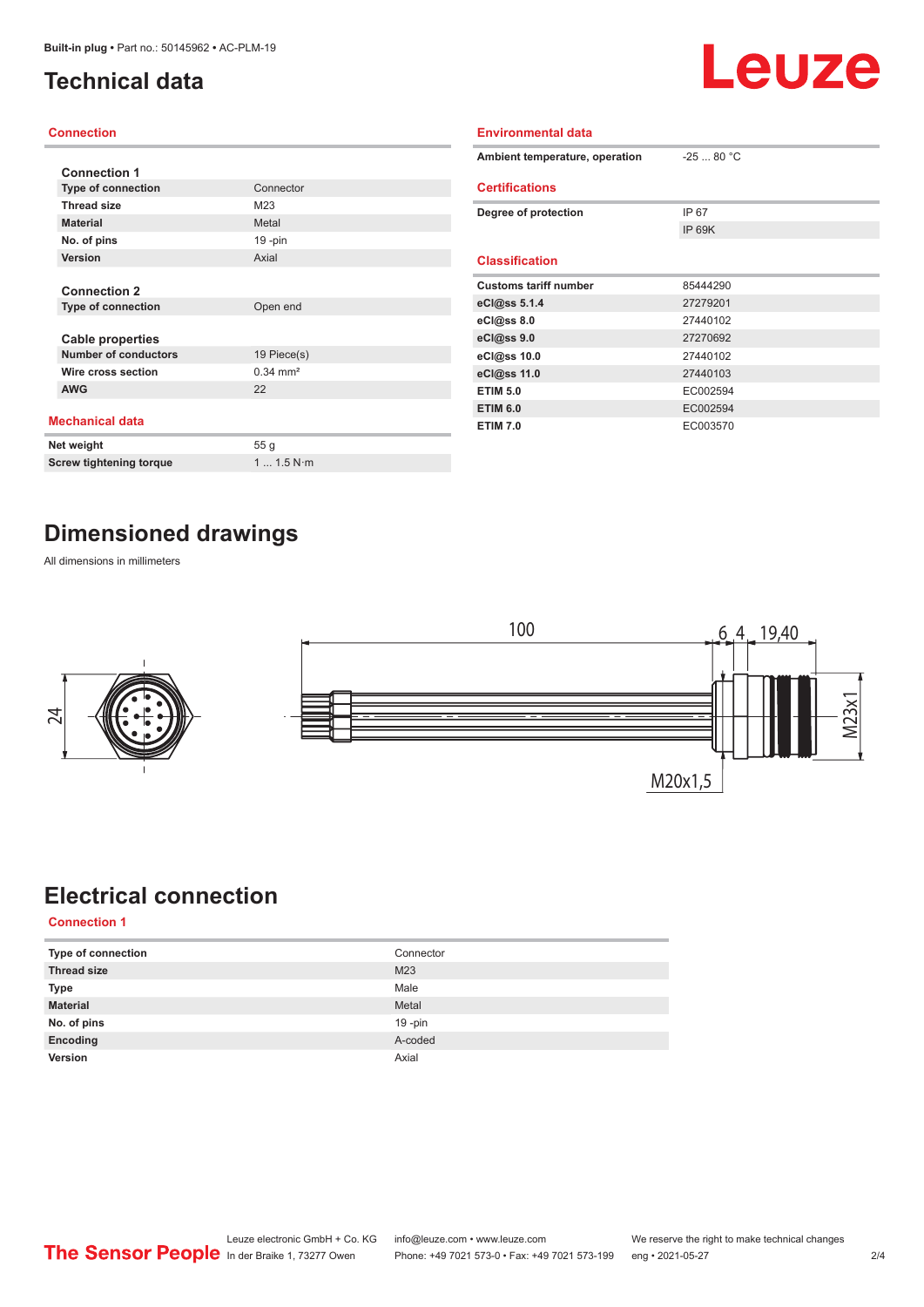# Technical data

## Connection

**Connection 1**

| | |
|---|---|
| **Type of connection** | Connector |
| **Thread size** | M23 |
| **Material** | Metal |
| **No. of pins** | 19 -pin |
| **Version** | Axial |

**Connection 2**

| | |
|---|---|
| **Type of connection** | Open end |

**Cable properties**

| | |
|---|---|
| **Number of conductors** | 19 Piece(s) |
| **Wire cross section** | 0.34 mm² |
| **AWG** | 22 |

## Mechanical data

| | |
|---|---|
| **Net weight** | 55 g |
| **Screw tightening torque** | 1 ... 1.5 N·m |

## Environmental data

| | |
|---|---|
| **Ambient temperature, operation** | -25 ... 80 °C |

## Certifications

| | |
|---|---|
| **Degree of protection** | IP 67 |
| | IP 69K |

## Classification

| | |
|---|---|
| **Customs tariff number** | 85444290 |
| **eCl@ss 5.1.4** | 27279201 |
| **eCl@ss 8.0** | 27440102 |
| **eCl@ss 9.0** | 27270692 |
| **eCl@ss 10.0** | 27440102 |
| **eCl@ss 11.0** | 27440103 |
| **ETIM 5.0** | EC002594 |
| **ETIM 6.0** | EC002594 |
| **ETIM 7.0** | EC003570 |

# Dimensioned drawings

All dimensions in millimeters

24

100

6 4 19,40

M23x1

M20x1,5

# Electrical connection

## Connection 1

| | |
|---|---|
| **Type of connection** | Connector |
| **Thread size** | M23 |
| **Type** | Male |
| **Material** | Metal |
| **No. of pins** | 19 -pin |
| **Encoding** | A-coded |
| **Version** | Axial |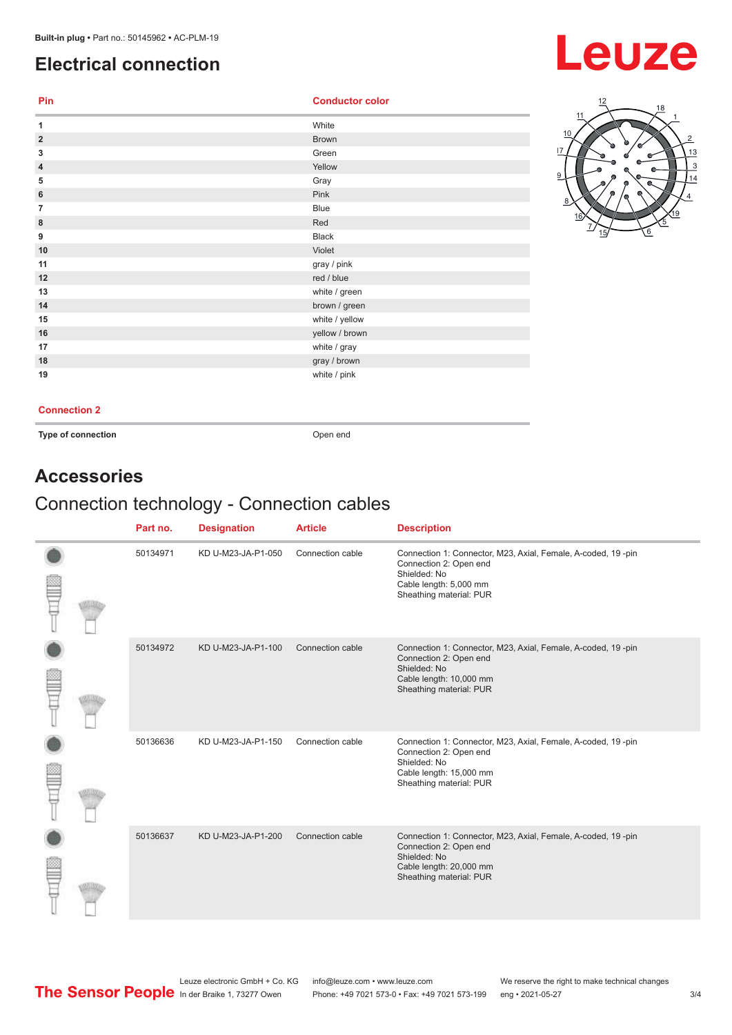Built-in plug • Part no.: 50145962 • AC-PLM-19

# Electrical connection

| Pin | Conductor color |
|---|---|
| 1 | White |
| 2 | Brown |
| 3 | Green |
| 4 | Yellow |
| 5 | Gray |
| 6 | Pink |
| 7 | Blue |
| 8 | Red |
| 9 | Black |
| 10 | Violet |
| 11 | gray / pink |
| 12 | red / blue |
| 13 | white / green |
| 14 | brown / green |
| 15 | white / yellow |
| 16 | yellow / brown |
| 17 | white / gray |
| 18 | gray / brown |
| 19 | white / pink |

| Connection 2 | |
|---|---|
| Type of connection | Open end |

# Accessories

## Connection technology - Connection cables

| Part no. | Designation | Article | Description |
|---|---|---|---|
| 50134971 | KD U-M23-JA-P1-050 | Connection cable | Connection 1: Connector, M23, Axial, Female, A-coded, 19 -pin<br>Connection 2: Open end<br>Shielded: No<br>Cable length: 5,000 mm<br>Sheathing material: PUR |
| 50134972 | KD U-M23-JA-P1-100 | Connection cable | Connection 1: Connector, M23, Axial, Female, A-coded, 19 -pin<br>Connection 2: Open end<br>Shielded: No<br>Cable length: 10,000 mm<br>Sheathing material: PUR |
| 50136636 | KD U-M23-JA-P1-150 | Connection cable | Connection 1: Connector, M23, Axial, Female, A-coded, 19 -pin<br>Connection 2: Open end<br>Shielded: No<br>Cable length: 15,000 mm<br>Sheathing material: PUR |
| 50136637 | KD U-M23-JA-P1-200 | Connection cable | Connection 1: Connector, M23, Axial, Female, A-coded, 19 -pin<br>Connection 2: Open end<br>Shielded: No<br>Cable length: 20,000 mm<br>Sheathing material: PUR |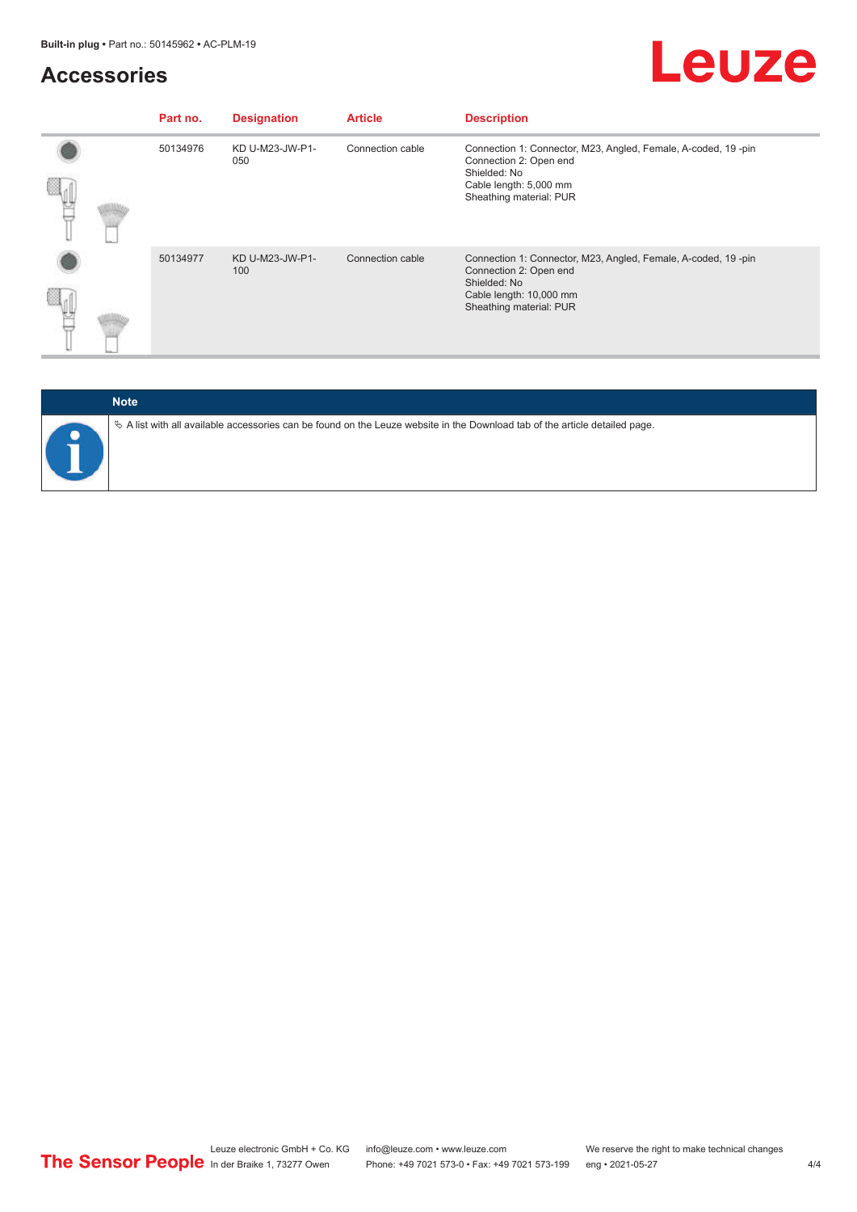## Accessories

| | Part no. | Designation | Article | Description |
|---|---|---|---|---|
| | 50134976 | KD U-M23-JW-P1-050 | Connection cable | Connection 1: Connector, M23, Angled, Female, A-coded, 19 -pin<br>Connection 2: Open end<br>Shielded: No<br>Cable length: 5,000 mm<br>Sheathing material: PUR |
| | 50134977 | KD U-M23-JW-P1-100 | Connection cable | Connection 1: Connector, M23, Angled, Female, A-coded, 19 -pin<br>Connection 2: Open end<br>Shielded: No<br>Cable length: 10,000 mm<br>Sheathing material: PUR |

**Note**

↳ A list with all available accessories can be found on the Leuze website in the Download tab of the article detailed page.